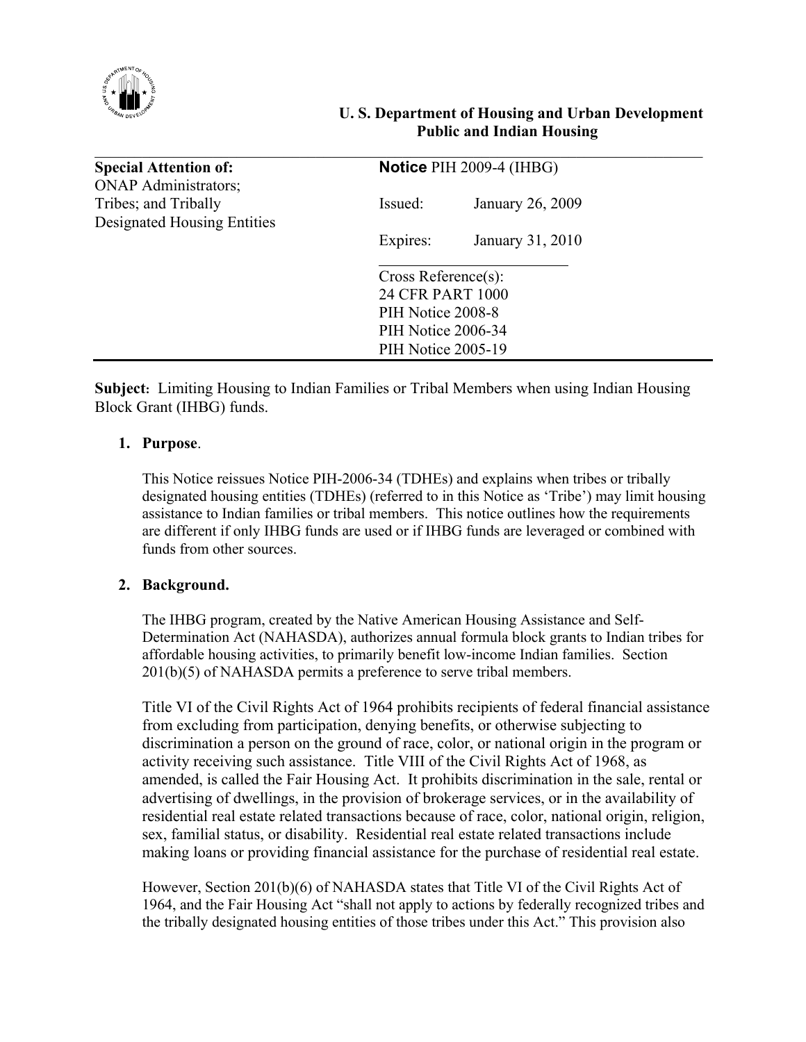**U. S. Department of Housing and Urban Development**
**Public and Indian Housing**

| **Special Attention of:** ONAP Administrators; Tribes; and Tribally Designated Housing Entities | **Notice** PIH 2009-4 (IHBG) |
|---|---|
| | Issued: January 26, 2009 |
| | Expires: January 31, 2010 |
| | Cross Reference(s): 24 CFR PART 1000; PIH Notice 2008-8; PIH Notice 2006-34; PIH Notice 2005-19 |

**Subject:** Limiting Housing to Indian Families or Tribal Members when using Indian Housing Block Grant (IHBG) funds.

1. **Purpose**.

   This Notice reissues Notice PIH-2006-34 (TDHEs) and explains when tribes or tribally designated housing entities (TDHEs) (referred to in this Notice as 'Tribe') may limit housing assistance to Indian families or tribal members. This notice outlines how the requirements are different if only IHBG funds are used or if IHBG funds are leveraged or combined with funds from other sources.

2. **Background.**

   The IHBG program, created by the Native American Housing Assistance and Self-Determination Act (NAHASDA), authorizes annual formula block grants to Indian tribes for affordable housing activities, to primarily benefit low-income Indian families. Section 201(b)(5) of NAHASDA permits a preference to serve tribal members.

   Title VI of the Civil Rights Act of 1964 prohibits recipients of federal financial assistance from excluding from participation, denying benefits, or otherwise subjecting to discrimination a person on the ground of race, color, or national origin in the program or activity receiving such assistance. Title VIII of the Civil Rights Act of 1968, as amended, is called the Fair Housing Act. It prohibits discrimination in the sale, rental or advertising of dwellings, in the provision of brokerage services, or in the availability of residential real estate related transactions because of race, color, national origin, religion, sex, familial status, or disability. Residential real estate related transactions include making loans or providing financial assistance for the purchase of residential real estate.

   However, Section 201(b)(6) of NAHASDA states that Title VI of the Civil Rights Act of 1964, and the Fair Housing Act "shall not apply to actions by federally recognized tribes and the tribally designated housing entities of those tribes under this Act." This provision also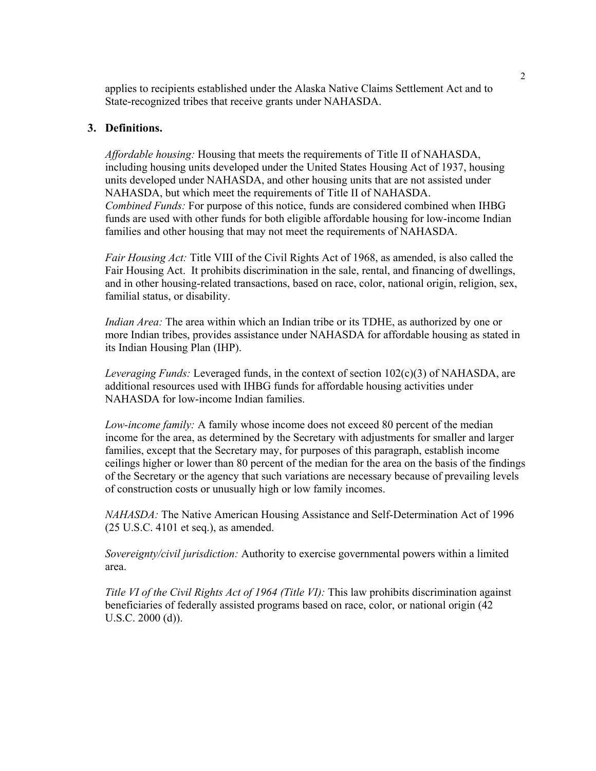applies to recipients established under the Alaska Native Claims Settlement Act and to State-recognized tribes that receive grants under NAHASDA.

## 3. Definitions.

*Affordable housing:* Housing that meets the requirements of Title II of NAHASDA, including housing units developed under the United States Housing Act of 1937, housing units developed under NAHASDA, and other housing units that are not assisted under NAHASDA, but which meet the requirements of Title II of NAHASDA.
*Combined Funds:* For purpose of this notice, funds are considered combined when IHBG funds are used with other funds for both eligible affordable housing for low-income Indian families and other housing that may not meet the requirements of NAHASDA.

*Fair Housing Act:* Title VIII of the Civil Rights Act of 1968, as amended, is also called the Fair Housing Act. It prohibits discrimination in the sale, rental, and financing of dwellings, and in other housing-related transactions, based on race, color, national origin, religion, sex, familial status, or disability.

*Indian Area:* The area within which an Indian tribe or its TDHE, as authorized by one or more Indian tribes, provides assistance under NAHASDA for affordable housing as stated in its Indian Housing Plan (IHP).

*Leveraging Funds:* Leveraged funds, in the context of section 102(c)(3) of NAHASDA, are additional resources used with IHBG funds for affordable housing activities under NAHASDA for low-income Indian families.

*Low-income family:* A family whose income does not exceed 80 percent of the median income for the area, as determined by the Secretary with adjustments for smaller and larger families, except that the Secretary may, for purposes of this paragraph, establish income ceilings higher or lower than 80 percent of the median for the area on the basis of the findings of the Secretary or the agency that such variations are necessary because of prevailing levels of construction costs or unusually high or low family incomes.

*NAHASDA:* The Native American Housing Assistance and Self-Determination Act of 1996 (25 U.S.C. 4101 et seq.), as amended.

*Sovereignty/civil jurisdiction:* Authority to exercise governmental powers within a limited area.

*Title VI of the Civil Rights Act of 1964 (Title VI):* This law prohibits discrimination against beneficiaries of federally assisted programs based on race, color, or national origin (42 U.S.C. 2000 (d)).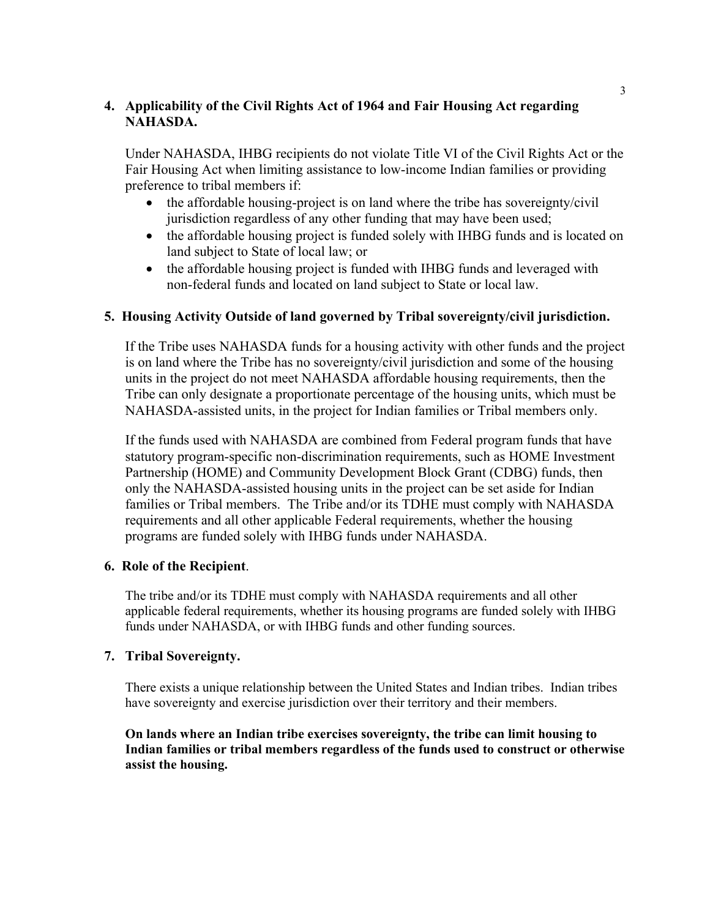**4. Applicability of the Civil Rights Act of 1964 and Fair Housing Act regarding NAHASDA.**

Under NAHASDA, IHBG recipients do not violate Title VI of the Civil Rights Act or the Fair Housing Act when limiting assistance to low-income Indian families or providing preference to tribal members if:

- the affordable housing-project is on land where the tribe has sovereignty/civil jurisdiction regardless of any other funding that may have been used;
- the affordable housing project is funded solely with IHBG funds and is located on land subject to State of local law; or
- the affordable housing project is funded with IHBG funds and leveraged with non-federal funds and located on land subject to State or local law.

**5. Housing Activity Outside of land governed by Tribal sovereignty/civil jurisdiction.**

If the Tribe uses NAHASDA funds for a housing activity with other funds and the project is on land where the Tribe has no sovereignty/civil jurisdiction and some of the housing units in the project do not meet NAHASDA affordable housing requirements, then the Tribe can only designate a proportionate percentage of the housing units, which must be NAHASDA-assisted units, in the project for Indian families or Tribal members only.

If the funds used with NAHASDA are combined from Federal program funds that have statutory program-specific non-discrimination requirements, such as HOME Investment Partnership (HOME) and Community Development Block Grant (CDBG) funds, then only the NAHASDA-assisted housing units in the project can be set aside for Indian families or Tribal members. The Tribe and/or its TDHE must comply with NAHASDA requirements and all other applicable Federal requirements, whether the housing programs are funded solely with IHBG funds under NAHASDA.

**6. Role of the Recipient**.

The tribe and/or its TDHE must comply with NAHASDA requirements and all other applicable federal requirements, whether its housing programs are funded solely with IHBG funds under NAHASDA, or with IHBG funds and other funding sources.

**7. Tribal Sovereignty.**

There exists a unique relationship between the United States and Indian tribes. Indian tribes have sovereignty and exercise jurisdiction over their territory and their members.

**On lands where an Indian tribe exercises sovereignty, the tribe can limit housing to Indian families or tribal members regardless of the funds used to construct or otherwise assist the housing.**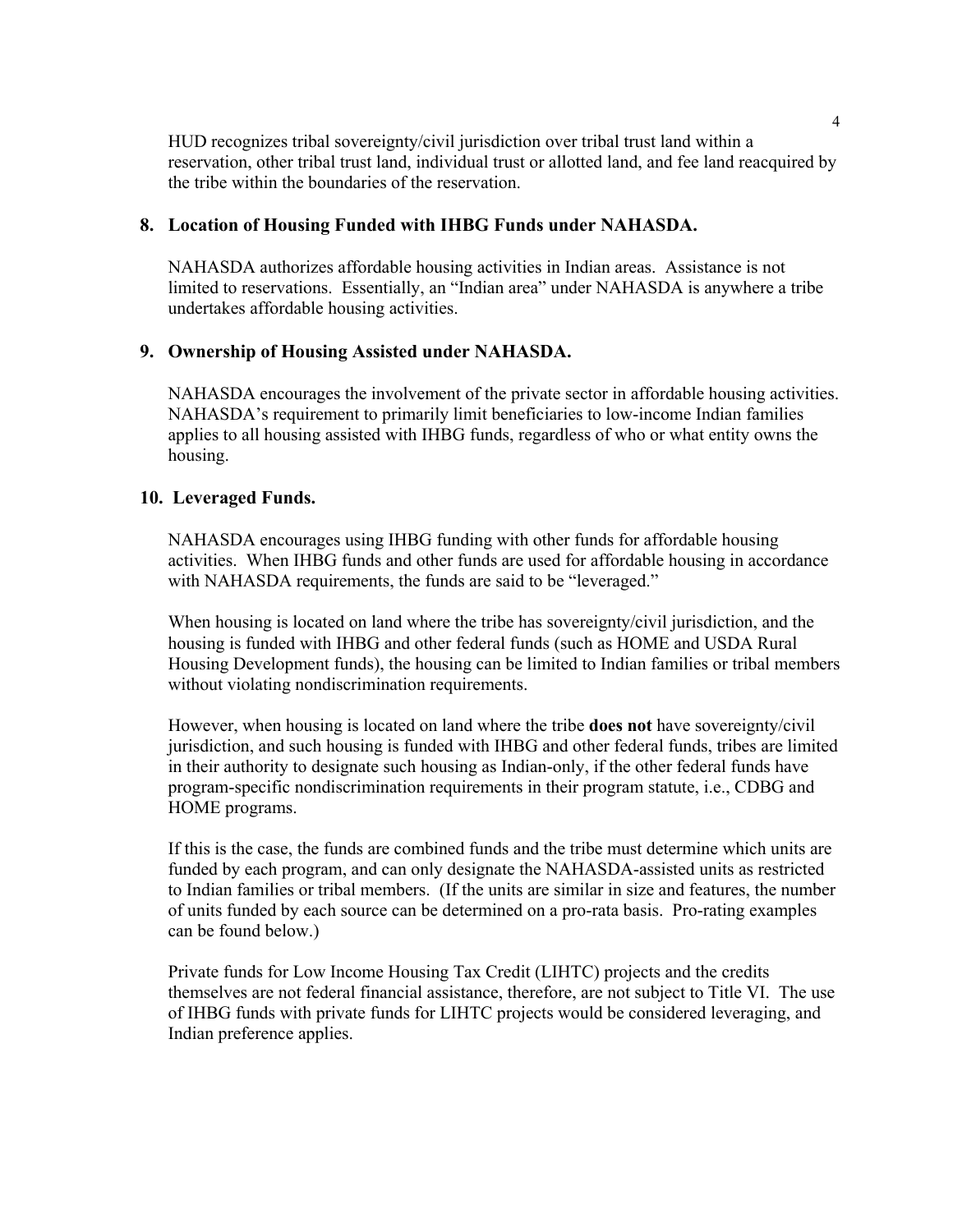HUD recognizes tribal sovereignty/civil jurisdiction over tribal trust land within a reservation, other tribal trust land, individual trust or allotted land, and fee land reacquired by the tribe within the boundaries of the reservation.

## 8. Location of Housing Funded with IHBG Funds under NAHASDA.

NAHASDA authorizes affordable housing activities in Indian areas. Assistance is not limited to reservations. Essentially, an "Indian area" under NAHASDA is anywhere a tribe undertakes affordable housing activities.

## 9. Ownership of Housing Assisted under NAHASDA.

NAHASDA encourages the involvement of the private sector in affordable housing activities. NAHASDA's requirement to primarily limit beneficiaries to low-income Indian families applies to all housing assisted with IHBG funds, regardless of who or what entity owns the housing.

## 10. Leveraged Funds.

NAHASDA encourages using IHBG funding with other funds for affordable housing activities. When IHBG funds and other funds are used for affordable housing in accordance with NAHASDA requirements, the funds are said to be "leveraged."

When housing is located on land where the tribe has sovereignty/civil jurisdiction, and the housing is funded with IHBG and other federal funds (such as HOME and USDA Rural Housing Development funds), the housing can be limited to Indian families or tribal members without violating nondiscrimination requirements.

However, when housing is located on land where the tribe **does not** have sovereignty/civil jurisdiction, and such housing is funded with IHBG and other federal funds, tribes are limited in their authority to designate such housing as Indian-only, if the other federal funds have program-specific nondiscrimination requirements in their program statute, i.e., CDBG and HOME programs.

If this is the case, the funds are combined funds and the tribe must determine which units are funded by each program, and can only designate the NAHASDA-assisted units as restricted to Indian families or tribal members. (If the units are similar in size and features, the number of units funded by each source can be determined on a pro-rata basis. Pro-rating examples can be found below.)

Private funds for Low Income Housing Tax Credit (LIHTC) projects and the credits themselves are not federal financial assistance, therefore, are not subject to Title VI. The use of IHBG funds with private funds for LIHTC projects would be considered leveraging, and Indian preference applies.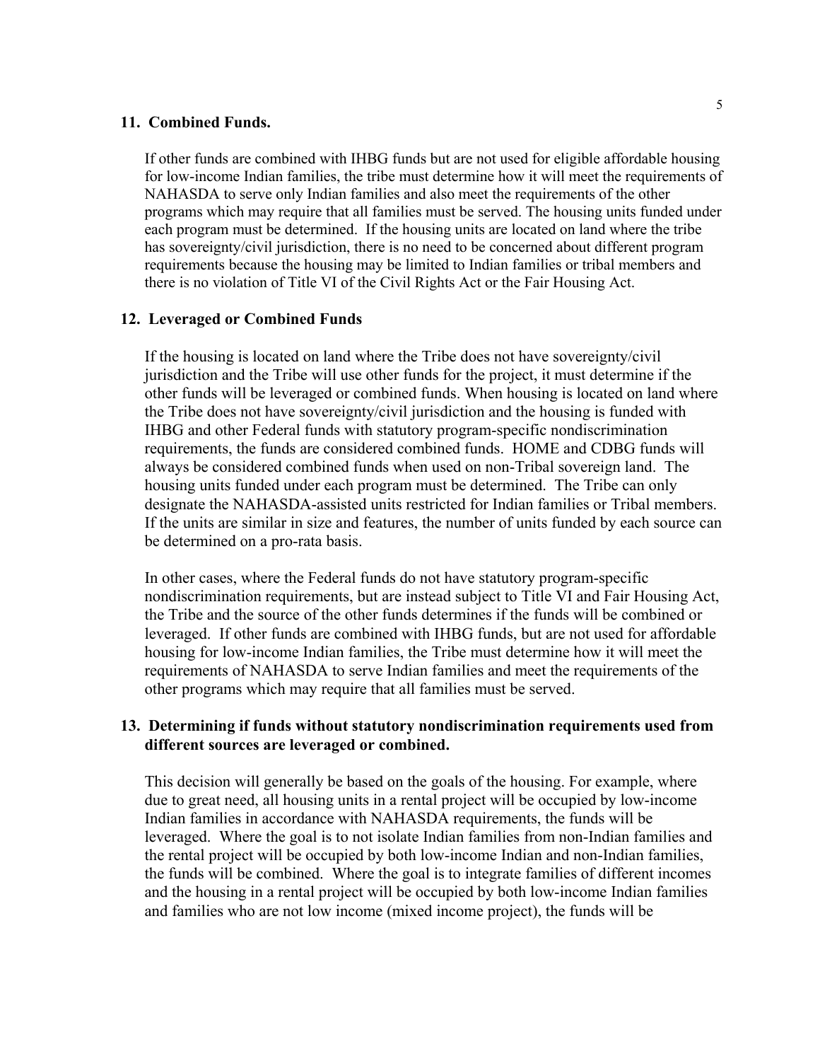## 11. Combined Funds.

If other funds are combined with IHBG funds but are not used for eligible affordable housing for low-income Indian families, the tribe must determine how it will meet the requirements of NAHASDA to serve only Indian families and also meet the requirements of the other programs which may require that all families must be served. The housing units funded under each program must be determined. If the housing units are located on land where the tribe has sovereignty/civil jurisdiction, there is no need to be concerned about different program requirements because the housing may be limited to Indian families or tribal members and there is no violation of Title VI of the Civil Rights Act or the Fair Housing Act.

## 12. Leveraged or Combined Funds

If the housing is located on land where the Tribe does not have sovereignty/civil jurisdiction and the Tribe will use other funds for the project, it must determine if the other funds will be leveraged or combined funds. When housing is located on land where the Tribe does not have sovereignty/civil jurisdiction and the housing is funded with IHBG and other Federal funds with statutory program-specific nondiscrimination requirements, the funds are considered combined funds. HOME and CDBG funds will always be considered combined funds when used on non-Tribal sovereign land. The housing units funded under each program must be determined. The Tribe can only designate the NAHASDA-assisted units restricted for Indian families or Tribal members. If the units are similar in size and features, the number of units funded by each source can be determined on a pro-rata basis.

In other cases, where the Federal funds do not have statutory program-specific nondiscrimination requirements, but are instead subject to Title VI and Fair Housing Act, the Tribe and the source of the other funds determines if the funds will be combined or leveraged. If other funds are combined with IHBG funds, but are not used for affordable housing for low-income Indian families, the Tribe must determine how it will meet the requirements of NAHASDA to serve Indian families and meet the requirements of the other programs which may require that all families must be served.

## 13. Determining if funds without statutory nondiscrimination requirements used from different sources are leveraged or combined.

This decision will generally be based on the goals of the housing. For example, where due to great need, all housing units in a rental project will be occupied by low-income Indian families in accordance with NAHASDA requirements, the funds will be leveraged. Where the goal is to not isolate Indian families from non-Indian families and the rental project will be occupied by both low-income Indian and non-Indian families, the funds will be combined. Where the goal is to integrate families of different incomes and the housing in a rental project will be occupied by both low-income Indian families and families who are not low income (mixed income project), the funds will be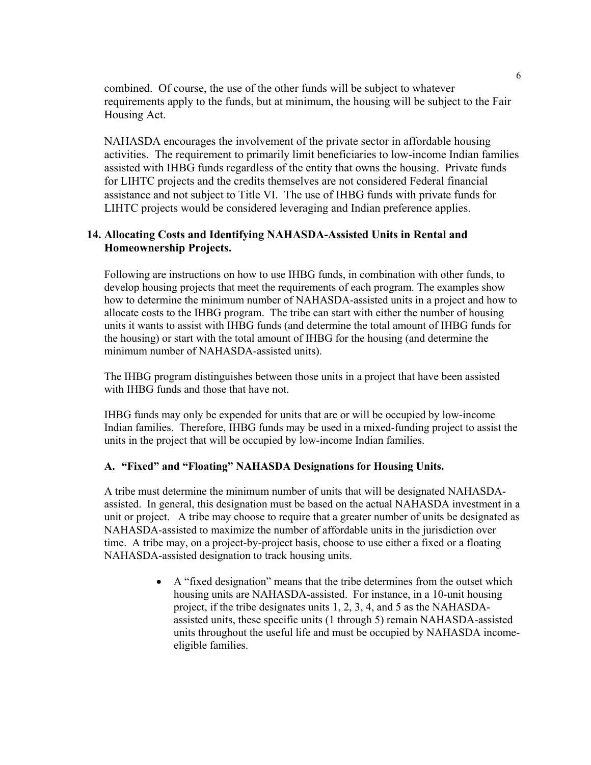combined. Of course, the use of the other funds will be subject to whatever requirements apply to the funds, but at minimum, the housing will be subject to the Fair Housing Act.

NAHASDA encourages the involvement of the private sector in affordable housing activities. The requirement to primarily limit beneficiaries to low-income Indian families assisted with IHBG funds regardless of the entity that owns the housing. Private funds for LIHTC projects and the credits themselves are not considered Federal financial assistance and not subject to Title VI. The use of IHBG funds with private funds for LIHTC projects would be considered leveraging and Indian preference applies.

## 14. Allocating Costs and Identifying NAHASDA-Assisted Units in Rental and Homeownership Projects.

Following are instructions on how to use IHBG funds, in combination with other funds, to develop housing projects that meet the requirements of each program. The examples show how to determine the minimum number of NAHASDA-assisted units in a project and how to allocate costs to the IHBG program. The tribe can start with either the number of housing units it wants to assist with IHBG funds (and determine the total amount of IHBG funds for the housing) or start with the total amount of IHBG for the housing (and determine the minimum number of NAHASDA-assisted units).

The IHBG program distinguishes between those units in a project that have been assisted with IHBG funds and those that have not.

IHBG funds may only be expended for units that are or will be occupied by low-income Indian families. Therefore, IHBG funds may be used in a mixed-funding project to assist the units in the project that will be occupied by low-income Indian families.

### A. "Fixed" and "Floating" NAHASDA Designations for Housing Units.

A tribe must determine the minimum number of units that will be designated NAHASDA-assisted. In general, this designation must be based on the actual NAHASDA investment in a unit or project. A tribe may choose to require that a greater number of units be designated as NAHASDA-assisted to maximize the number of affordable units in the jurisdiction over time. A tribe may, on a project-by-project basis, choose to use either a fixed or a floating NAHASDA-assisted designation to track housing units.

- A "fixed designation" means that the tribe determines from the outset which housing units are NAHASDA-assisted. For instance, in a 10-unit housing project, if the tribe designates units 1, 2, 3, 4, and 5 as the NAHASDA-assisted units, these specific units (1 through 5) remain NAHASDA-assisted units throughout the useful life and must be occupied by NAHASDA income-eligible families.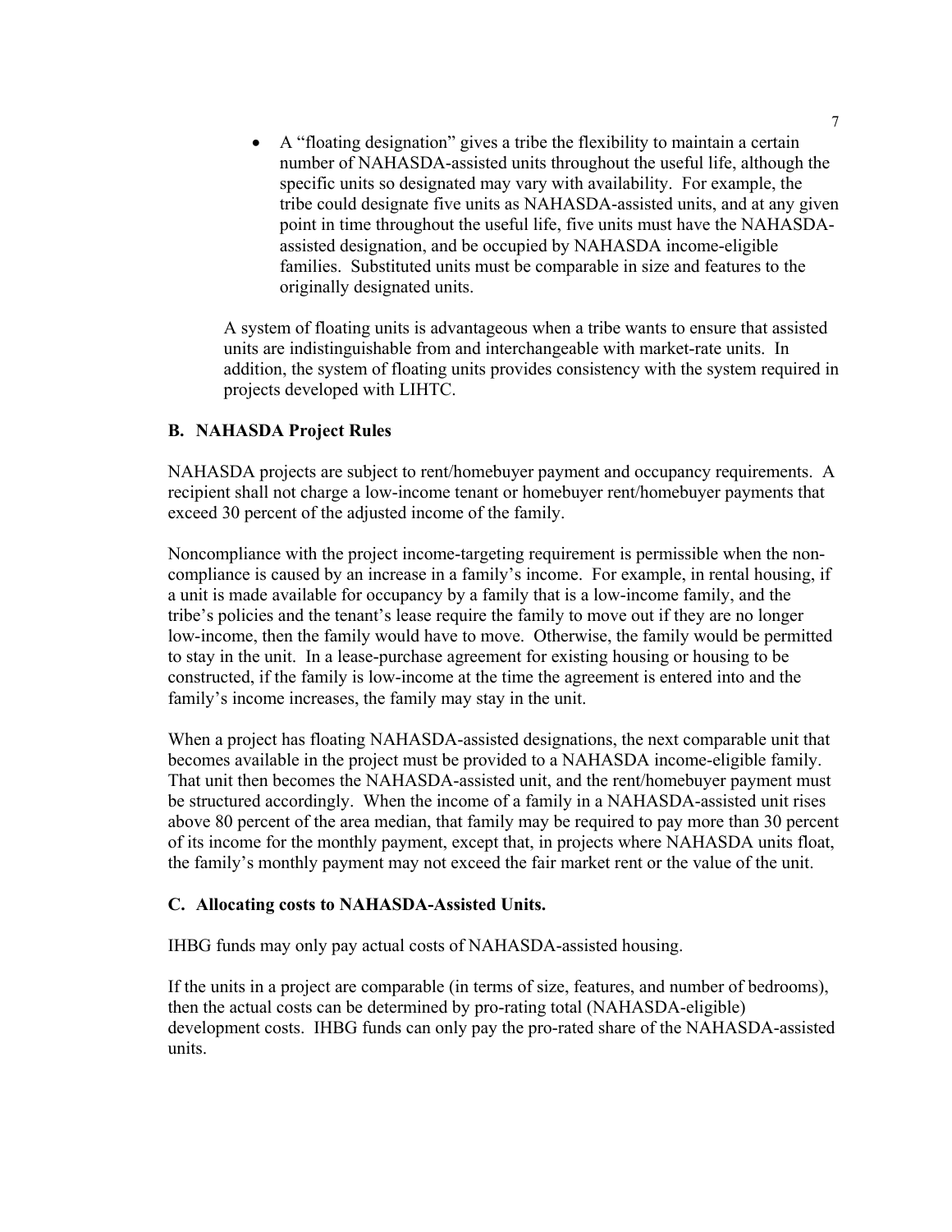- A "floating designation" gives a tribe the flexibility to maintain a certain number of NAHASDA-assisted units throughout the useful life, although the specific units so designated may vary with availability. For example, the tribe could designate five units as NAHASDA-assisted units, and at any given point in time throughout the useful life, five units must have the NAHASDA-assisted designation, and be occupied by NAHASDA income-eligible families. Substituted units must be comparable in size and features to the originally designated units.

A system of floating units is advantageous when a tribe wants to ensure that assisted units are indistinguishable from and interchangeable with market-rate units. In addition, the system of floating units provides consistency with the system required in projects developed with LIHTC.

### B. NAHASDA Project Rules

NAHASDA projects are subject to rent/homebuyer payment and occupancy requirements. A recipient shall not charge a low-income tenant or homebuyer rent/homebuyer payments that exceed 30 percent of the adjusted income of the family.

Noncompliance with the project income-targeting requirement is permissible when the non-compliance is caused by an increase in a family's income. For example, in rental housing, if a unit is made available for occupancy by a family that is a low-income family, and the tribe's policies and the tenant's lease require the family to move out if they are no longer low-income, then the family would have to move. Otherwise, the family would be permitted to stay in the unit. In a lease-purchase agreement for existing housing or housing to be constructed, if the family is low-income at the time the agreement is entered into and the family's income increases, the family may stay in the unit.

When a project has floating NAHASDA-assisted designations, the next comparable unit that becomes available in the project must be provided to a NAHASDA income-eligible family. That unit then becomes the NAHASDA-assisted unit, and the rent/homebuyer payment must be structured accordingly. When the income of a family in a NAHASDA-assisted unit rises above 80 percent of the area median, that family may be required to pay more than 30 percent of its income for the monthly payment, except that, in projects where NAHASDA units float, the family's monthly payment may not exceed the fair market rent or the value of the unit.

### C. Allocating costs to NAHASDA-Assisted Units.

IHBG funds may only pay actual costs of NAHASDA-assisted housing.

If the units in a project are comparable (in terms of size, features, and number of bedrooms), then the actual costs can be determined by pro-rating total (NAHASDA-eligible) development costs. IHBG funds can only pay the pro-rated share of the NAHASDA-assisted units.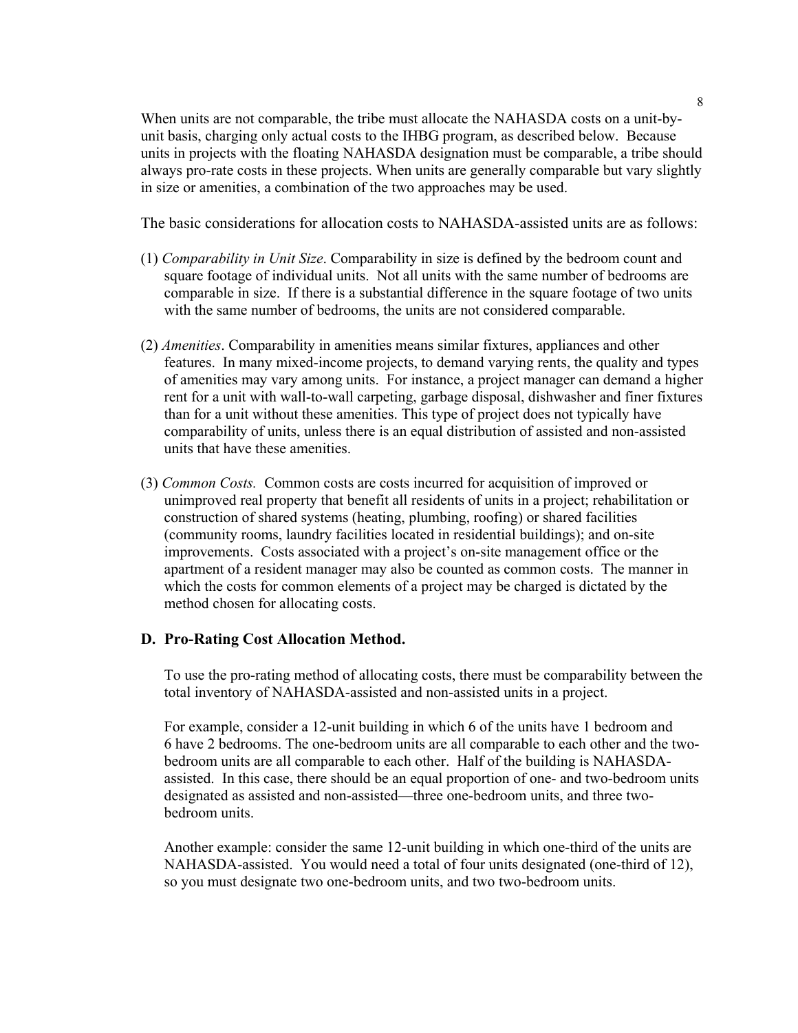When units are not comparable, the tribe must allocate the NAHASDA costs on a unit-by-unit basis, charging only actual costs to the IHBG program, as described below. Because units in projects with the floating NAHASDA designation must be comparable, a tribe should always pro-rate costs in these projects. When units are generally comparable but vary slightly in size or amenities, a combination of the two approaches may be used.

The basic considerations for allocation costs to NAHASDA-assisted units are as follows:

(1) *Comparability in Unit Size*. Comparability in size is defined by the bedroom count and square footage of individual units. Not all units with the same number of bedrooms are comparable in size. If there is a substantial difference in the square footage of two units with the same number of bedrooms, the units are not considered comparable.

(2) *Amenities*. Comparability in amenities means similar fixtures, appliances and other features. In many mixed-income projects, to demand varying rents, the quality and types of amenities may vary among units. For instance, a project manager can demand a higher rent for a unit with wall-to-wall carpeting, garbage disposal, dishwasher and finer fixtures than for a unit without these amenities. This type of project does not typically have comparability of units, unless there is an equal distribution of assisted and non-assisted units that have these amenities.

(3) *Common Costs.* Common costs are costs incurred for acquisition of improved or unimproved real property that benefit all residents of units in a project; rehabilitation or construction of shared systems (heating, plumbing, roofing) or shared facilities (community rooms, laundry facilities located in residential buildings); and on-site improvements. Costs associated with a project's on-site management office or the apartment of a resident manager may also be counted as common costs. The manner in which the costs for common elements of a project may be charged is dictated by the method chosen for allocating costs.

### D. Pro-Rating Cost Allocation Method.

To use the pro-rating method of allocating costs, there must be comparability between the total inventory of NAHASDA-assisted and non-assisted units in a project.

For example, consider a 12-unit building in which 6 of the units have 1 bedroom and 6 have 2 bedrooms. The one-bedroom units are all comparable to each other and the two-bedroom units are all comparable to each other. Half of the building is NAHASDA-assisted. In this case, there should be an equal proportion of one- and two-bedroom units designated as assisted and non-assisted—three one-bedroom units, and three two-bedroom units.

Another example: consider the same 12-unit building in which one-third of the units are NAHASDA-assisted. You would need a total of four units designated (one-third of 12), so you must designate two one-bedroom units, and two two-bedroom units.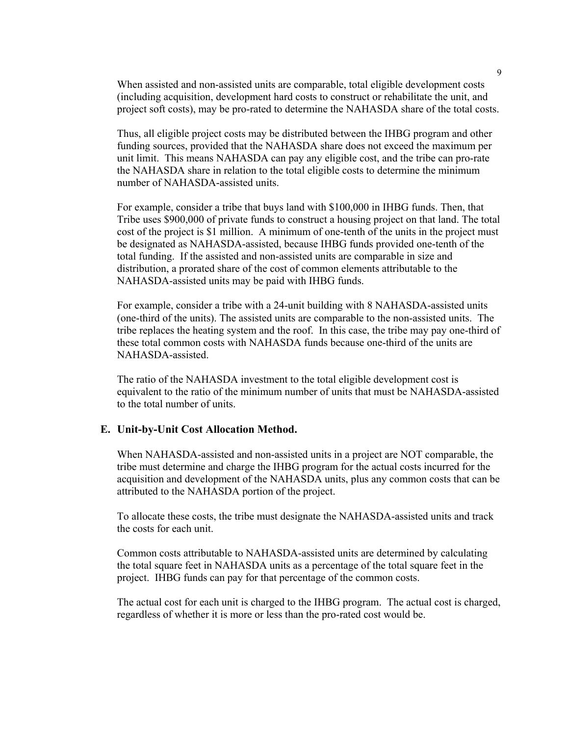When assisted and non-assisted units are comparable, total eligible development costs (including acquisition, development hard costs to construct or rehabilitate the unit, and project soft costs), may be pro-rated to determine the NAHASDA share of the total costs.

Thus, all eligible project costs may be distributed between the IHBG program and other funding sources, provided that the NAHASDA share does not exceed the maximum per unit limit. This means NAHASDA can pay any eligible cost, and the tribe can pro-rate the NAHASDA share in relation to the total eligible costs to determine the minimum number of NAHASDA-assisted units.

For example, consider a tribe that buys land with $100,000 in IHBG funds. Then, that Tribe uses $900,000 of private funds to construct a housing project on that land. The total cost of the project is $1 million. A minimum of one-tenth of the units in the project must be designated as NAHASDA-assisted, because IHBG funds provided one-tenth of the total funding. If the assisted and non-assisted units are comparable in size and distribution, a prorated share of the cost of common elements attributable to the NAHASDA-assisted units may be paid with IHBG funds.

For example, consider a tribe with a 24-unit building with 8 NAHASDA-assisted units (one-third of the units). The assisted units are comparable to the non-assisted units. The tribe replaces the heating system and the roof. In this case, the tribe may pay one-third of these total common costs with NAHASDA funds because one-third of the units are NAHASDA-assisted.

The ratio of the NAHASDA investment to the total eligible development cost is equivalent to the ratio of the minimum number of units that must be NAHASDA-assisted to the total number of units.

## E. Unit-by-Unit Cost Allocation Method.

When NAHASDA-assisted and non-assisted units in a project are NOT comparable, the tribe must determine and charge the IHBG program for the actual costs incurred for the acquisition and development of the NAHASDA units, plus any common costs that can be attributed to the NAHASDA portion of the project.

To allocate these costs, the tribe must designate the NAHASDA-assisted units and track the costs for each unit.

Common costs attributable to NAHASDA-assisted units are determined by calculating the total square feet in NAHASDA units as a percentage of the total square feet in the project. IHBG funds can pay for that percentage of the common costs.

The actual cost for each unit is charged to the IHBG program. The actual cost is charged, regardless of whether it is more or less than the pro-rated cost would be.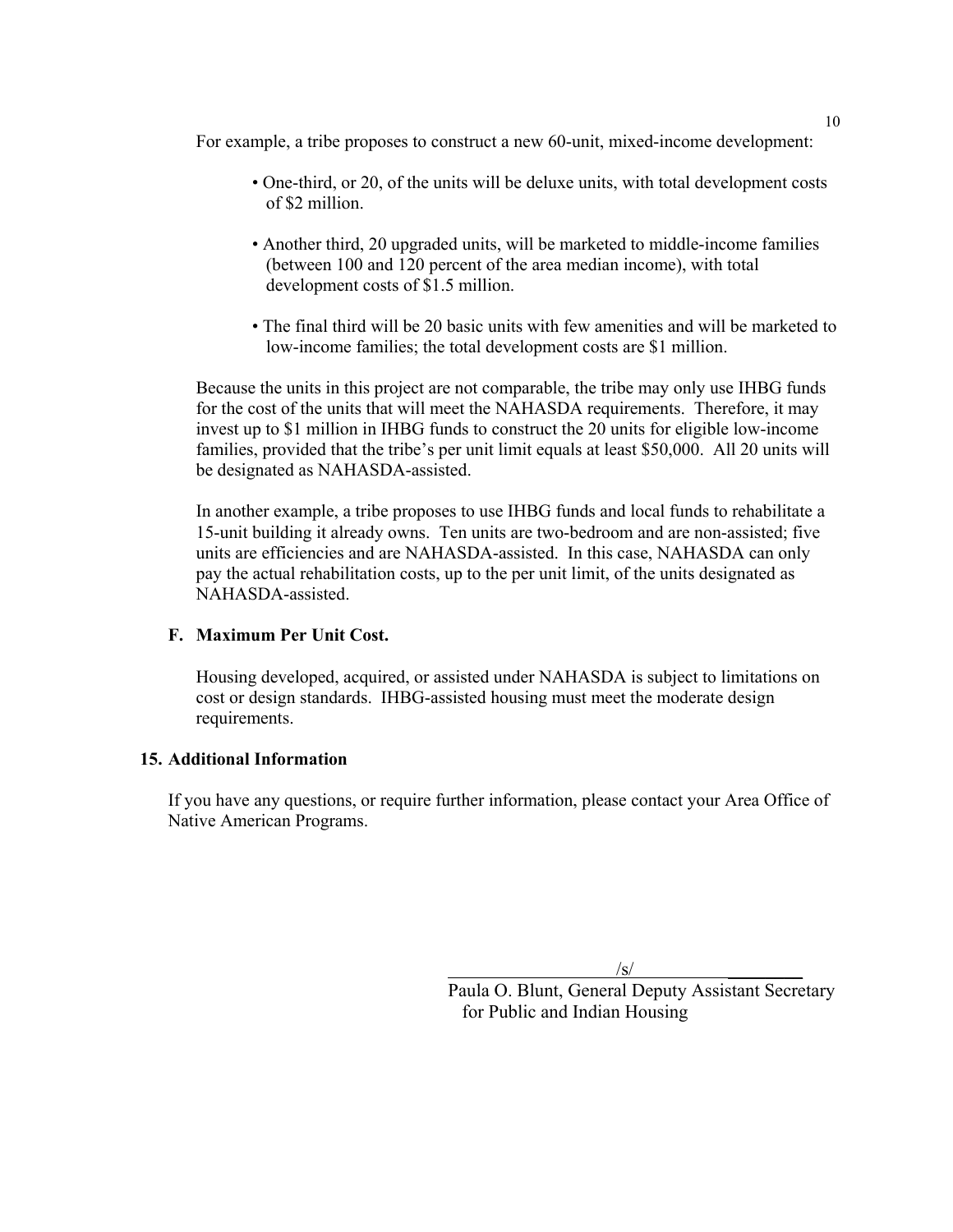For example, a tribe proposes to construct a new 60-unit, mixed-income development:

- One-third, or 20, of the units will be deluxe units, with total development costs of $2 million.
- Another third, 20 upgraded units, will be marketed to middle-income families (between 100 and 120 percent of the area median income), with total development costs of $1.5 million.
- The final third will be 20 basic units with few amenities and will be marketed to low-income families; the total development costs are $1 million.

Because the units in this project are not comparable, the tribe may only use IHBG funds for the cost of the units that will meet the NAHASDA requirements. Therefore, it may invest up to $1 million in IHBG funds to construct the 20 units for eligible low-income families, provided that the tribe's per unit limit equals at least $50,000. All 20 units will be designated as NAHASDA-assisted.

In another example, a tribe proposes to use IHBG funds and local funds to rehabilitate a 15-unit building it already owns. Ten units are two-bedroom and are non-assisted; five units are efficiencies and are NAHASDA-assisted. In this case, NAHASDA can only pay the actual rehabilitation costs, up to the per unit limit, of the units designated as NAHASDA-assisted.

**F. Maximum Per Unit Cost.**

Housing developed, acquired, or assisted under NAHASDA is subject to limitations on cost or design standards. IHBG-assisted housing must meet the moderate design requirements.

**15. Additional Information**

If you have any questions, or require further information, please contact your Area Office of Native American Programs.

/s/

Paula O. Blunt, General Deputy Assistant Secretary for Public and Indian Housing